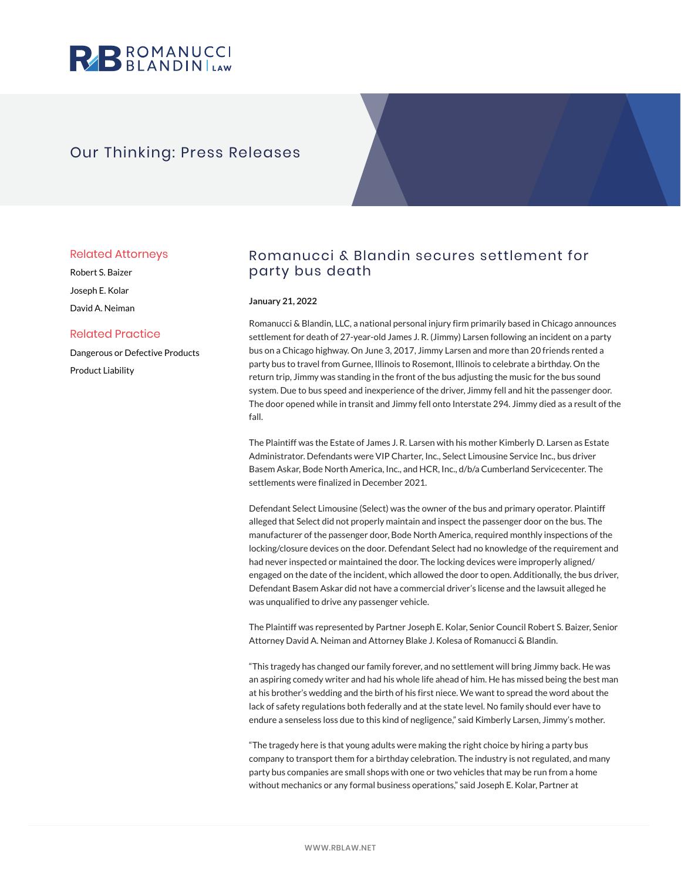Romanucci Blandin Law

# Our Thinking: Press Releases

## Related Attorneys

Robert S. Baizer

Joseph E. Kolar

David A. Neiman

## Related Practice

Dangerous or Defective Products

Product Liability

## Romanucci & Blandin secures settlement for party bus death

**January 21, 2022**

Romanucci & Blandin, LLC, a national personal injury firm primarily based in Chicago announces settlement for death of 27-year-old James J. R. (Jimmy) Larsen following an incident on a party bus on a Chicago highway. On June 3, 2017, Jimmy Larsen and more than 20 friends rented a party bus to travel from Gurnee, Illinois to Rosemont, Illinois to celebrate a birthday. On the return trip, Jimmy was standing in the front of the bus adjusting the music for the bus sound system. Due to bus speed and inexperience of the driver, Jimmy fell and hit the passenger door. The door opened while in transit and Jimmy fell onto Interstate 294. Jimmy died as a result of the fall.

The Plaintiff was the Estate of James J. R. Larsen with his mother Kimberly D. Larsen as Estate Administrator. Defendants were VIP Charter, Inc., Select Limousine Service Inc., bus driver Basem Askar, Bode North America, Inc., and HCR, Inc., d/b/a Cumberland Servicecenter. The settlements were finalized in December 2021.

Defendant Select Limousine (Select) was the owner of the bus and primary operator. Plaintiff alleged that Select did not properly maintain and inspect the passenger door on the bus. The manufacturer of the passenger door, Bode North America, required monthly inspections of the locking/closure devices on the door. Defendant Select had no knowledge of the requirement and had never inspected or maintained the door. The locking devices were improperly aligned/engaged on the date of the incident, which allowed the door to open. Additionally, the bus driver, Defendant Basem Askar did not have a commercial driver's license and the lawsuit alleged he was unqualified to drive any passenger vehicle.

The Plaintiff was represented by Partner Joseph E. Kolar, Senior Council Robert S. Baizer, Senior Attorney David A. Neiman and Attorney Blake J. Kolesa of Romanucci & Blandin.

"This tragedy has changed our family forever, and no settlement will bring Jimmy back. He was an aspiring comedy writer and had his whole life ahead of him. He has missed being the best man at his brother's wedding and the birth of his first niece. We want to spread the word about the lack of safety regulations both federally and at the state level. No family should ever have to endure a senseless loss due to this kind of negligence," said Kimberly Larsen, Jimmy's mother.

"The tragedy here is that young adults were making the right choice by hiring a party bus company to transport them for a birthday celebration. The industry is not regulated, and many party bus companies are small shops with one or two vehicles that may be run from a home without mechanics or any formal business operations," said Joseph E. Kolar, Partner at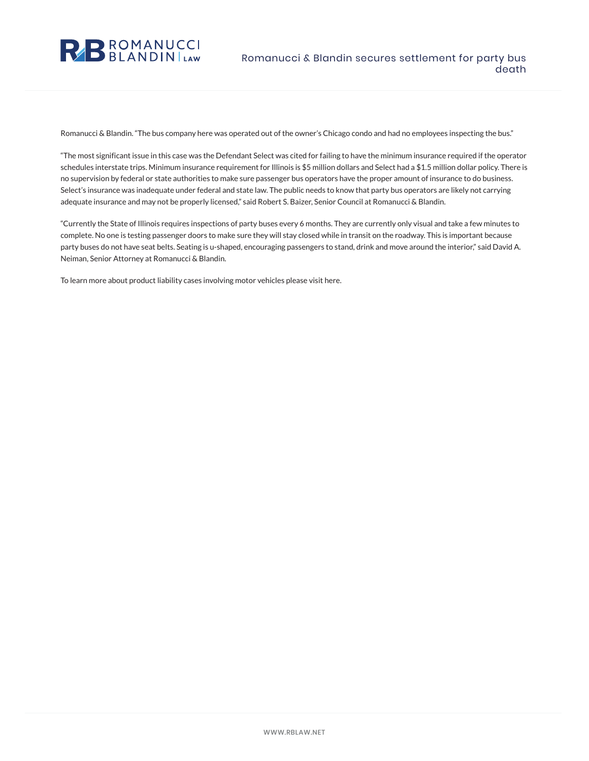Romanucci & Blandin. "The bus company here was operated out of the owner's Chicago condo and had no employees inspecting the bus."

"The most significant issue in this case was the Defendant Select was cited for failing to have the minimum insurance required if the operator schedules interstate trips. Minimum insurance requirement for Illinois is $5 million dollars and Select had a $1.5 million dollar policy. There is no supervision by federal or state authorities to make sure passenger bus operators have the proper amount of insurance to do business. Select's insurance was inadequate under federal and state law. The public needs to know that party bus operators are likely not carrying adequate insurance and may not be properly licensed," said Robert S. Baizer, Senior Council at Romanucci & Blandin.

"Currently the State of Illinois requires inspections of party buses every 6 months. They are currently only visual and take a few minutes to complete. No one is testing passenger doors to make sure they will stay closed while in transit on the roadway. This is important because party buses do not have seat belts. Seating is u-shaped, encouraging passengers to stand, drink and move around the interior," said David A. Neiman, Senior Attorney at Romanucci & Blandin.

To learn more about product liability cases involving motor vehicles please visit here.